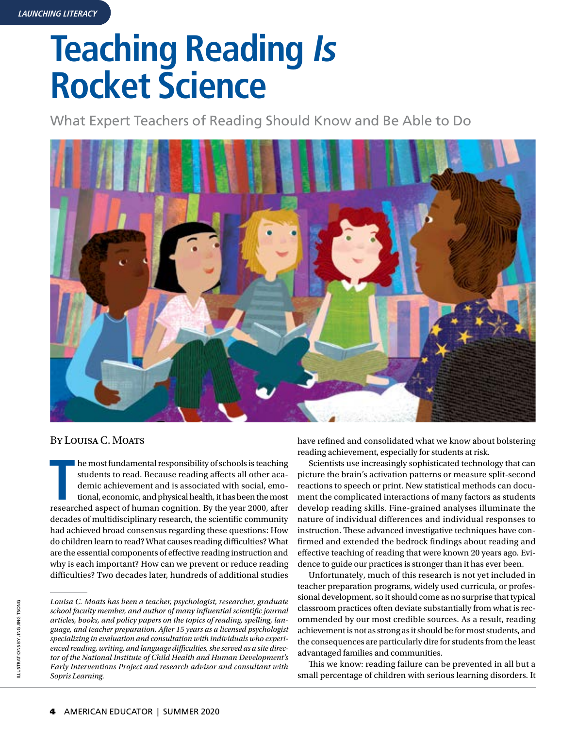LAUNCHING LITERACY

# Teaching Reading *Is* Rocket Science

## What Expert Teachers of Reading Should Know and Be Able to Do

By Louisa C. Moats

The most fundamental responsibility of schools is teaching students to read. Because reading affects all other academic achievement and is associated with social, emotional, economic, and physical health, it has been the most researched aspect of human cognition. By the year 2000, after decades of multidisciplinary research, the scientific community had achieved broad consensus regarding these questions: How do children learn to read? What causes reading difficulties? What are the essential components of effective reading instruction and why is each important? How can we prevent or reduce reading difficulties? Two decades later, hundreds of additional studies have refined and consolidated what we know about bolstering reading achievement, especially for students at risk.

Scientists use increasingly sophisticated technology that can picture the brain's activation patterns or measure split-second reactions to speech or print. New statistical methods can document the complicated interactions of many factors as students develop reading skills. Fine-grained analyses illuminate the nature of individual differences and individual responses to instruction. These advanced investigative techniques have confirmed and extended the bedrock findings about reading and effective teaching of reading that were known 20 years ago. Evidence to guide our practices is stronger than it has ever been.

Unfortunately, much of this research is not yet included in teacher preparation programs, widely used curricula, or professional development, so it should come as no surprise that typical classroom practices often deviate substantially from what is recommended by our most credible sources. As a result, reading achievement is not as strong as it should be for most students, and the consequences are particularly dire for students from the least advantaged families and communities.

This we know: reading failure can be prevented in all but a small percentage of children with serious learning disorders. It

---

*Louisa C. Moats has been a teacher, psychologist, researcher, graduate school faculty member, and author of many influential scientific journal articles, books, and policy papers on the topics of reading, spelling, language, and teacher preparation. After 15 years as a licensed psychologist specializing in evaluation and consultation with individuals who experienced reading, writing, and language difficulties, she served as a site director of the National Institute of Child Health and Human Development's Early Interventions Project and research advisor and consultant with Sopris Learning.*

ILLUSTRATIONS BY JING JING TSONG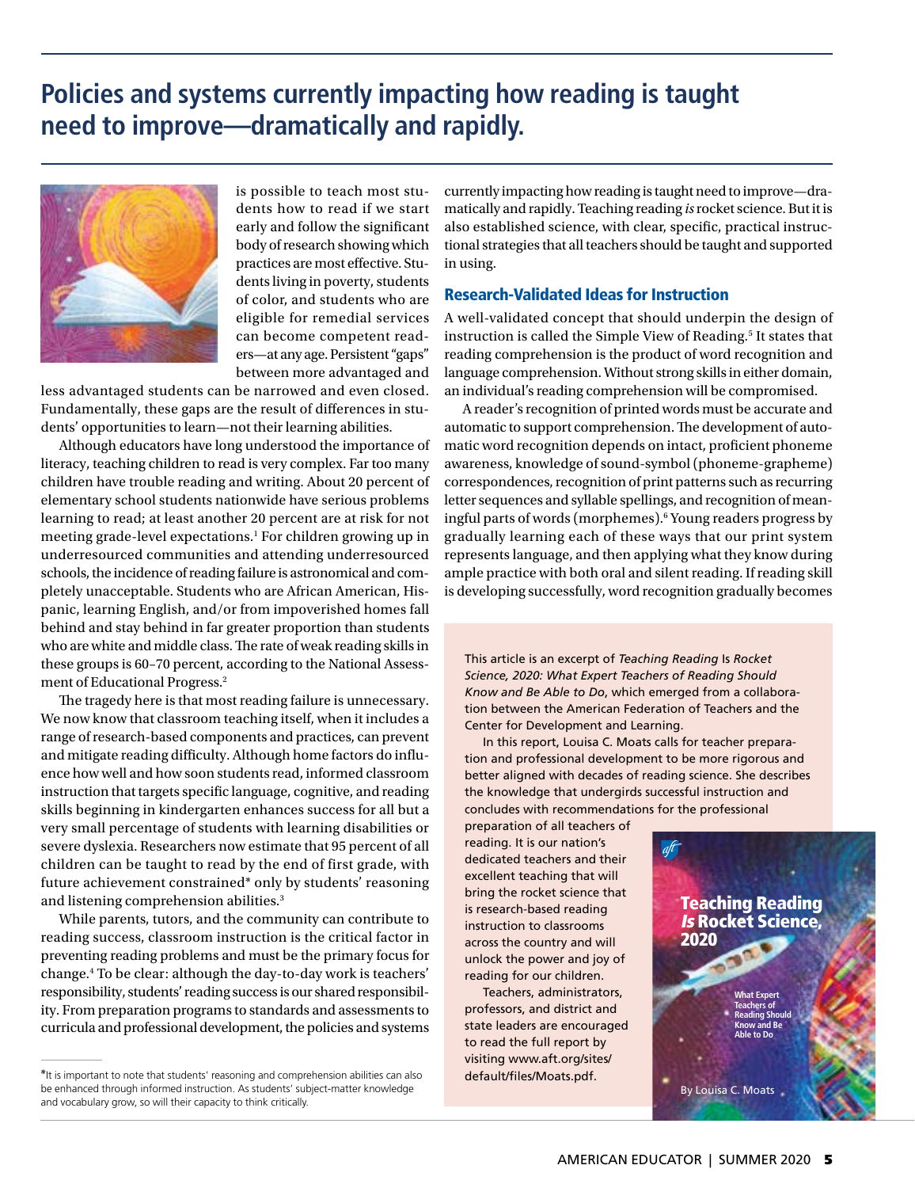## Policies and systems currently impacting how reading is taught need to improve—dramatically and rapidly.

is possible to teach most students how to read if we start early and follow the significant body of research showing which practices are most effective. Students living in poverty, students of color, and students who are eligible for remedial services can become competent readers—at any age. Persistent "gaps" between more advantaged and less advantaged students can be narrowed and even closed. Fundamentally, these gaps are the result of differences in students' opportunities to learn—not their learning abilities.

Although educators have long understood the importance of literacy, teaching children to read is very complex. Far too many children have trouble reading and writing. About 20 percent of elementary school students nationwide have serious problems learning to read; at least another 20 percent are at risk for not meeting grade-level expectations.[1] For children growing up in underresourced communities and attending underresourced schools, the incidence of reading failure is astronomical and completely unacceptable. Students who are African American, Hispanic, learning English, and/or from impoverished homes fall behind and stay behind in far greater proportion than students who are white and middle class. The rate of weak reading skills in these groups is 60–70 percent, according to the National Assessment of Educational Progress.[2]

The tragedy here is that most reading failure is unnecessary. We now know that classroom teaching itself, when it includes a range of research-based components and practices, can prevent and mitigate reading difficulty. Although home factors do influence how well and how soon students read, informed classroom instruction that targets specific language, cognitive, and reading skills beginning in kindergarten enhances success for all but a very small percentage of students with learning disabilities or severe dyslexia. Researchers now estimate that 95 percent of all children can be taught to read by the end of first grade, with future achievement constrained* only by students' reasoning and listening comprehension abilities.[3]

While parents, tutors, and the community can contribute to reading success, classroom instruction is the critical factor in preventing reading problems and must be the primary focus for change.[4] To be clear: although the day-to-day work is teachers' responsibility, students' reading success is our shared responsibility. From preparation programs to standards and assessments to curricula and professional development, the policies and systems currently impacting how reading is taught need to improve—dramatically and rapidly. Teaching reading *is* rocket science. But it is also established science, with clear, specific, practical instructional strategies that all teachers should be taught and supported in using.

### Research-Validated Ideas for Instruction

A well-validated concept that should underpin the design of instruction is called the Simple View of Reading.[5] It states that reading comprehension is the product of word recognition and language comprehension. Without strong skills in either domain, an individual's reading comprehension will be compromised.

A reader's recognition of printed words must be accurate and automatic to support comprehension. The development of automatic word recognition depends on intact, proficient phoneme awareness, knowledge of sound-symbol (phoneme-grapheme) correspondences, recognition of print patterns such as recurring letter sequences and syllable spellings, and recognition of meaningful parts of words (morphemes).[6] Young readers progress by gradually learning each of these ways that our print system represents language, and then applying what they know during ample practice with both oral and silent reading. If reading skill is developing successfully, word recognition gradually becomes

This article is an excerpt of *Teaching Reading* Is *Rocket Science, 2020: What Expert Teachers of Reading Should Know and Be Able to Do*, which emerged from a collaboration between the American Federation of Teachers and the Center for Development and Learning.

In this report, Louisa C. Moats calls for teacher preparation and professional development to be more rigorous and better aligned with decades of reading science. She describes the knowledge that undergirds successful instruction and concludes with recommendations for the professional preparation of all teachers of reading. It is our nation's dedicated teachers and their excellent teaching that will bring the rocket science that is research-based reading instruction to classrooms across the country and will unlock the power and joy of reading for our children.

Teachers, administrators, professors, and district and state leaders are encouraged to read the full report by visiting www.aft.org/sites/default/files/Moats.pdf.

**Teaching Reading *Is* Rocket Science, 2020**

What Expert Teachers of Reading Should Know and Be Able to Do

By Louisa C. Moats

*It is important to note that students' reasoning and comprehension abilities can also be enhanced through informed instruction. As students' subject-matter knowledge and vocabulary grow, so will their capacity to think critically.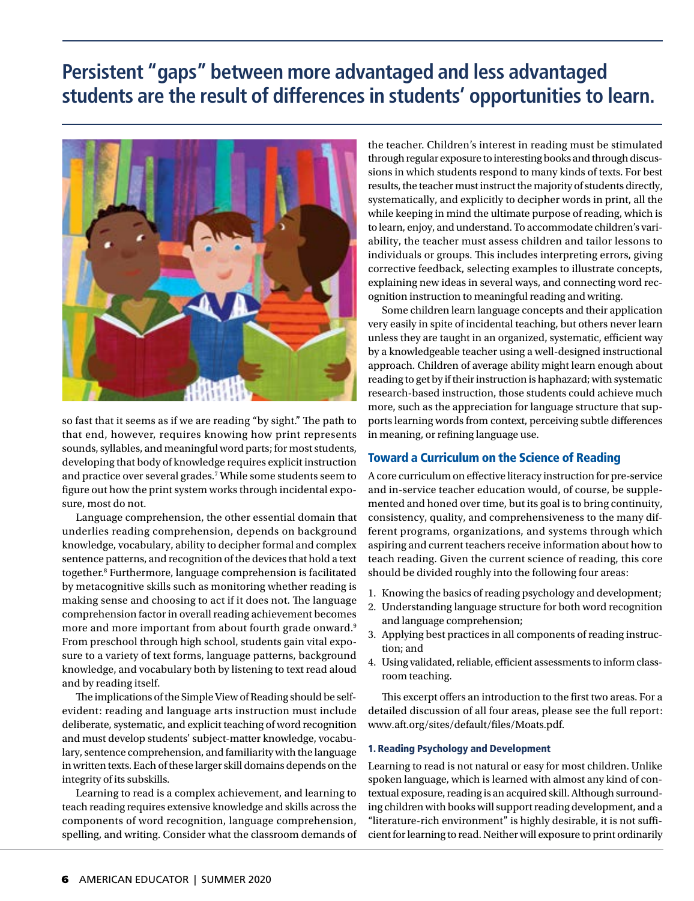## Persistent "gaps" between more advantaged and less advantaged students are the result of differences in students' opportunities to learn.

so fast that it seems as if we are reading "by sight." The path to that end, however, requires knowing how print represents sounds, syllables, and meaningful word parts; for most students, developing that body of knowledge requires explicit instruction and practice over several grades.[7] While some students seem to figure out how the print system works through incidental exposure, most do not.

Language comprehension, the other essential domain that underlies reading comprehension, depends on background knowledge, vocabulary, ability to decipher formal and complex sentence patterns, and recognition of the devices that hold a text together.[8] Furthermore, language comprehension is facilitated by metacognitive skills such as monitoring whether reading is making sense and choosing to act if it does not. The language comprehension factor in overall reading achievement becomes more and more important from about fourth grade onward.[9] From preschool through high school, students gain vital exposure to a variety of text forms, language patterns, background knowledge, and vocabulary both by listening to text read aloud and by reading itself.

The implications of the Simple View of Reading should be self-evident: reading and language arts instruction must include deliberate, systematic, and explicit teaching of word recognition and must develop students' subject-matter knowledge, vocabulary, sentence comprehension, and familiarity with the language in written texts. Each of these larger skill domains depends on the integrity of its subskills.

Learning to read is a complex achievement, and learning to teach reading requires extensive knowledge and skills across the components of word recognition, language comprehension, spelling, and writing. Consider what the classroom demands of the teacher. Children's interest in reading must be stimulated through regular exposure to interesting books and through discussions in which students respond to many kinds of texts. For best results, the teacher must instruct the majority of students directly, systematically, and explicitly to decipher words in print, all the while keeping in mind the ultimate purpose of reading, which is to learn, enjoy, and understand. To accommodate children's variability, the teacher must assess children and tailor lessons to individuals or groups. This includes interpreting errors, giving corrective feedback, selecting examples to illustrate concepts, explaining new ideas in several ways, and connecting word recognition instruction to meaningful reading and writing.

Some children learn language concepts and their application very easily in spite of incidental teaching, but others never learn unless they are taught in an organized, systematic, efficient way by a knowledgeable teacher using a well-designed instructional approach. Children of average ability might learn enough about reading to get by if their instruction is haphazard; with systematic research-based instruction, those students could achieve much more, such as the appreciation for language structure that supports learning words from context, perceiving subtle differences in meaning, or refining language use.

### Toward a Curriculum on the Science of Reading

A core curriculum on effective literacy instruction for pre-service and in-service teacher education would, of course, be supplemented and honed over time, but its goal is to bring continuity, consistency, quality, and comprehensiveness to the many different programs, organizations, and systems through which aspiring and current teachers receive information about how to teach reading. Given the current science of reading, this core should be divided roughly into the following four areas:

1. Knowing the basics of reading psychology and development;
2. Understanding language structure for both word recognition and language comprehension;
3. Applying best practices in all components of reading instruction; and
4. Using validated, reliable, efficient assessments to inform classroom teaching.

This excerpt offers an introduction to the first two areas. For a detailed discussion of all four areas, please see the full report: www.aft.org/sites/default/files/Moats.pdf.

#### 1. Reading Psychology and Development

Learning to read is not natural or easy for most children. Unlike spoken language, which is learned with almost any kind of contextual exposure, reading is an acquired skill. Although surrounding children with books will support reading development, and a "literature-rich environment" is highly desirable, it is not sufficient for learning to read. Neither will exposure to print ordinarily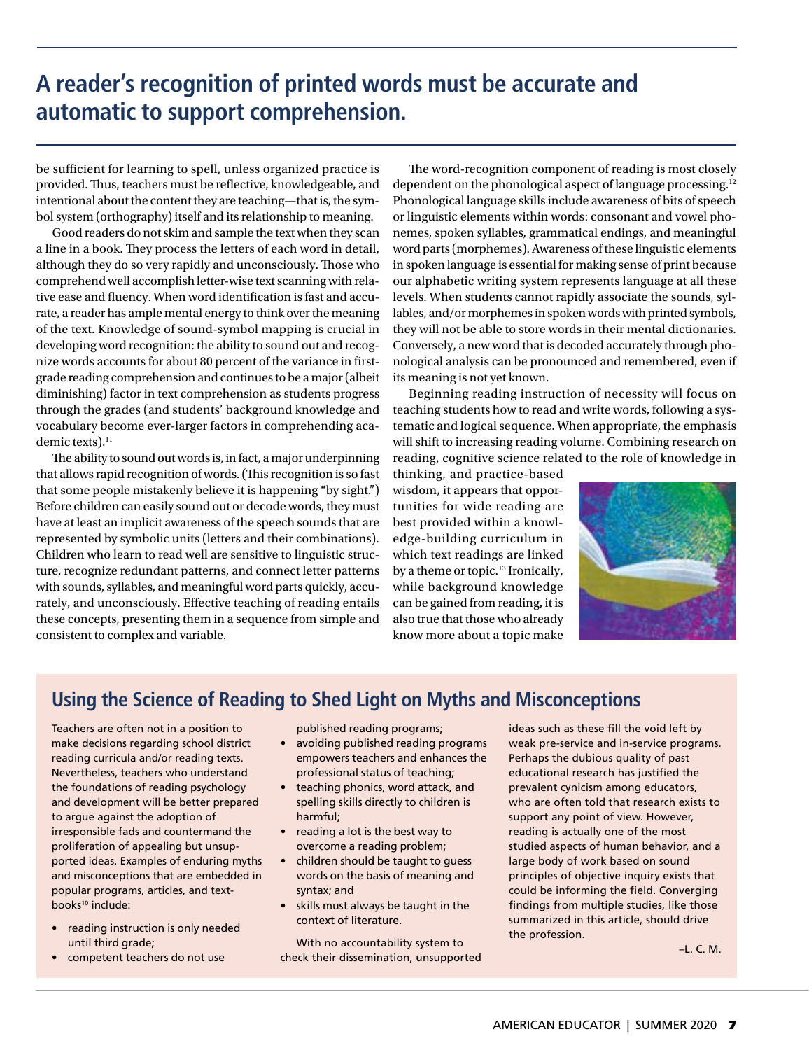## A reader's recognition of printed words must be accurate and automatic to support comprehension.

be sufficient for learning to spell, unless organized practice is provided. Thus, teachers must be reflective, knowledgeable, and intentional about the content they are teaching—that is, the symbol system (orthography) itself and its relationship to meaning.

Good readers do not skim and sample the text when they scan a line in a book. They process the letters of each word in detail, although they do so very rapidly and unconsciously. Those who comprehend well accomplish letter-wise text scanning with relative ease and fluency. When word identification is fast and accurate, a reader has ample mental energy to think over the meaning of the text. Knowledge of sound-symbol mapping is crucial in developing word recognition: the ability to sound out and recognize words accounts for about 80 percent of the variance in first-grade reading comprehension and continues to be a major (albeit diminishing) factor in text comprehension as students progress through the grades (and students' background knowledge and vocabulary become ever-larger factors in comprehending academic texts).[11]

The ability to sound out words is, in fact, a major underpinning that allows rapid recognition of words. (This recognition is so fast that some people mistakenly believe it is happening "by sight.") Before children can easily sound out or decode words, they must have at least an implicit awareness of the speech sounds that are represented by symbolic units (letters and their combinations). Children who learn to read well are sensitive to linguistic structure, recognize redundant patterns, and connect letter patterns with sounds, syllables, and meaningful word parts quickly, accurately, and unconsciously. Effective teaching of reading entails these concepts, presenting them in a sequence from simple and consistent to complex and variable.

The word-recognition component of reading is most closely dependent on the phonological aspect of language processing.[12] Phonological language skills include awareness of bits of speech or linguistic elements within words: consonant and vowel phonemes, spoken syllables, grammatical endings, and meaningful word parts (morphemes). Awareness of these linguistic elements in spoken language is essential for making sense of print because our alphabetic writing system represents language at all these levels. When students cannot rapidly associate the sounds, syllables, and/or morphemes in spoken words with printed symbols, they will not be able to store words in their mental dictionaries. Conversely, a new word that is decoded accurately through phonological analysis can be pronounced and remembered, even if its meaning is not yet known.

Beginning reading instruction of necessity will focus on teaching students how to read and write words, following a systematic and logical sequence. When appropriate, the emphasis will shift to increasing reading volume. Combining research on reading, cognitive science related to the role of knowledge in thinking, and practice-based wisdom, it appears that opportunities for wide reading are best provided within a knowledge-building curriculum in which text readings are linked by a theme or topic.[13] Ironically, while background knowledge can be gained from reading, it is also true that those who already know more about a topic make

### Using the Science of Reading to Shed Light on Myths and Misconceptions

Teachers are often not in a position to make decisions regarding school district reading curricula and/or reading texts. Nevertheless, teachers who understand the foundations of reading psychology and development will be better prepared to argue against the adoption of irresponsible fads and countermand the proliferation of appealing but unsupported ideas. Examples of enduring myths and misconceptions that are embedded in popular programs, articles, and textbooks[10] include:

- reading instruction is only needed until third grade;
- competent teachers do not use published reading programs;
- avoiding published reading programs empowers teachers and enhances the professional status of teaching;
- teaching phonics, word attack, and spelling skills directly to children is harmful;
- reading a lot is the best way to overcome a reading problem;
- children should be taught to guess words on the basis of meaning and syntax; and
- skills must always be taught in the context of literature.

With no accountability system to check their dissemination, unsupported ideas such as these fill the void left by weak pre-service and in-service programs. Perhaps the dubious quality of past educational research has justified the prevalent cynicism among educators, who are often told that research exists to support any point of view. However, reading is actually one of the most studied aspects of human behavior, and a large body of work based on sound principles of objective inquiry exists that could be informing the field. Converging findings from multiple studies, like those summarized in this article, should drive the profession.

–L. C. M.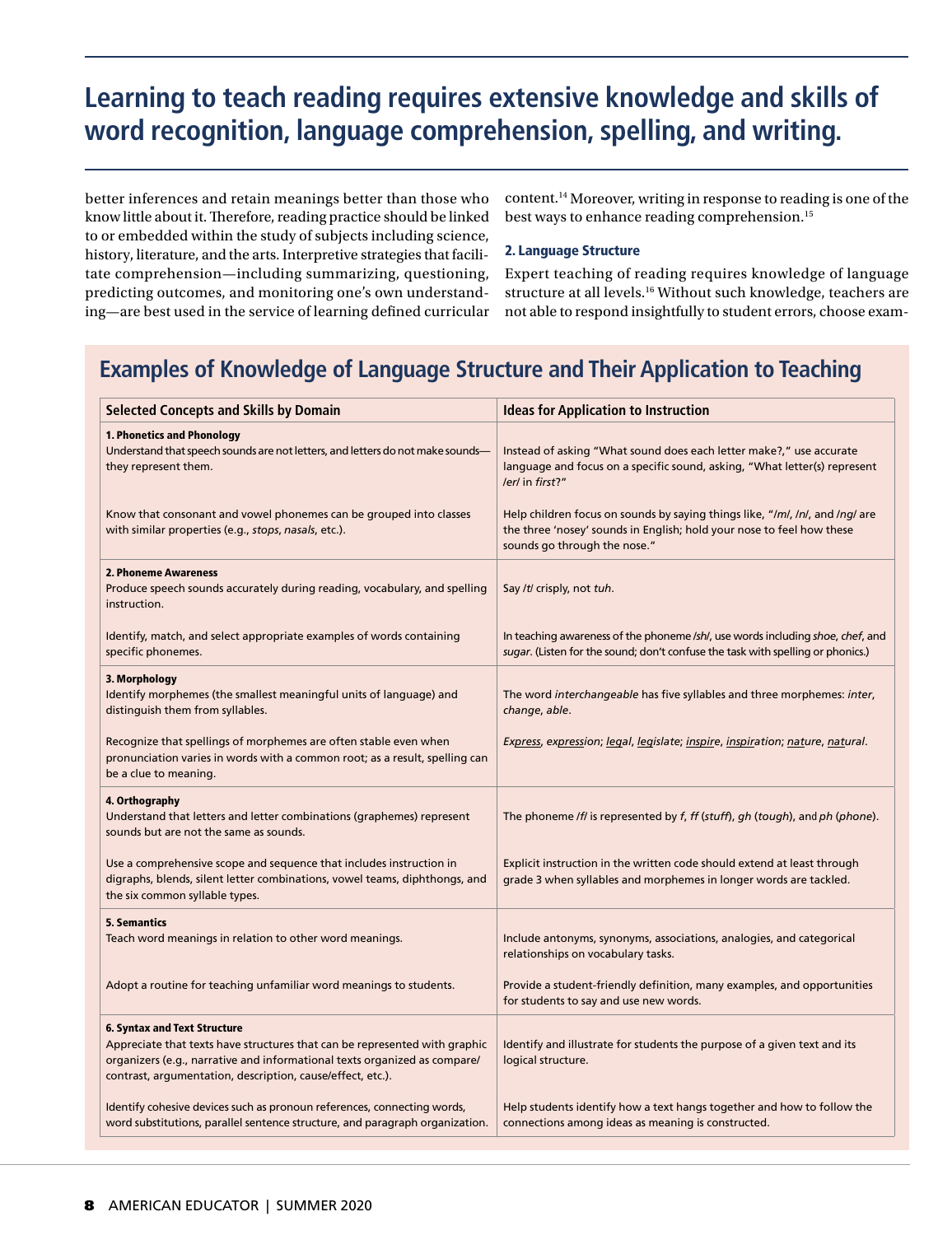## Learning to teach reading requires extensive knowledge and skills of word recognition, language comprehension, spelling, and writing.

better inferences and retain meanings better than those who know little about it. Therefore, reading practice should be linked to or embedded within the study of subjects including science, history, literature, and the arts. Interpretive strategies that facilitate comprehension—including summarizing, questioning, predicting outcomes, and monitoring one's own understanding—are best used in the service of learning defined curricular content.[14] Moreover, writing in response to reading is one of the best ways to enhance reading comprehension.[15]

### 2. Language Structure

Expert teaching of reading requires knowledge of language structure at all levels.[16] Without such knowledge, teachers are not able to respond insightfully to student errors, choose exam-

## Examples of Knowledge of Language Structure and Their Application to Teaching

| Selected Concepts and Skills by Domain | Ideas for Application to Instruction |
|---|---|
| **1. Phonetics and Phonology**<br>Understand that speech sounds are not letters, and letters do not make sounds—they represent them. | Instead of asking "What sound does each letter make?," use accurate language and focus on a specific sound, asking, "What letter(s) represent /er/ in *first*?" |
| Know that consonant and vowel phonemes can be grouped into classes with similar properties (e.g., *stops*, *nasals*, etc.). | Help children focus on sounds by saying things like, "/m/, /n/, and /ng/ are the three 'nosey' sounds in English; hold your nose to feel how these sounds go through the nose." |
| **2. Phoneme Awareness**<br>Produce speech sounds accurately during reading, vocabulary, and spelling instruction. | Say /t/ crisply, not *tuh*. |
| Identify, match, and select appropriate examples of words containing specific phonemes. | In teaching awareness of the phoneme /sh/, use words including *shoe*, *chef*, and *sugar*. (Listen for the sound; don't confuse the task with spelling or phonics.) |
| **3. Morphology**<br>Identify morphemes (the smallest meaningful units of language) and distinguish them from syllables. | The word *interchangeable* has five syllables and three morphemes: *inter*, *change*, *able*. |
| Recognize that spellings of morphemes are often stable even when pronunciation varies in words with a common root; as a result, spelling can be a clue to meaning. | *Express*, *expression*; *legal*, *legislate*; *inspire*, *inspiration*; *nature*, *natural*. |
| **4. Orthography**<br>Understand that letters and letter combinations (graphemes) represent sounds but are not the same as sounds. | The phoneme /f/ is represented by *f*, *ff* (*stuff*), *gh* (*tough*), and *ph* (*phone*). |
| Use a comprehensive scope and sequence that includes instruction in digraphs, blends, silent letter combinations, vowel teams, diphthongs, and the six common syllable types. | Explicit instruction in the written code should extend at least through grade 3 when syllables and morphemes in longer words are tackled. |
| **5. Semantics**<br>Teach word meanings in relation to other word meanings. | Include antonyms, synonyms, associations, analogies, and categorical relationships on vocabulary tasks. |
| Adopt a routine for teaching unfamiliar word meanings to students. | Provide a student-friendly definition, many examples, and opportunities for students to say and use new words. |
| **6. Syntax and Text Structure**<br>Appreciate that texts have structures that can be represented with graphic organizers (e.g., narrative and informational texts organized as compare/contrast, argumentation, description, cause/effect, etc.). | Identify and illustrate for students the purpose of a given text and its logical structure. |
| Identify cohesive devices such as pronoun references, connecting words, word substitutions, parallel sentence structure, and paragraph organization. | Help students identify how a text hangs together and how to follow the connections among ideas as meaning is constructed. |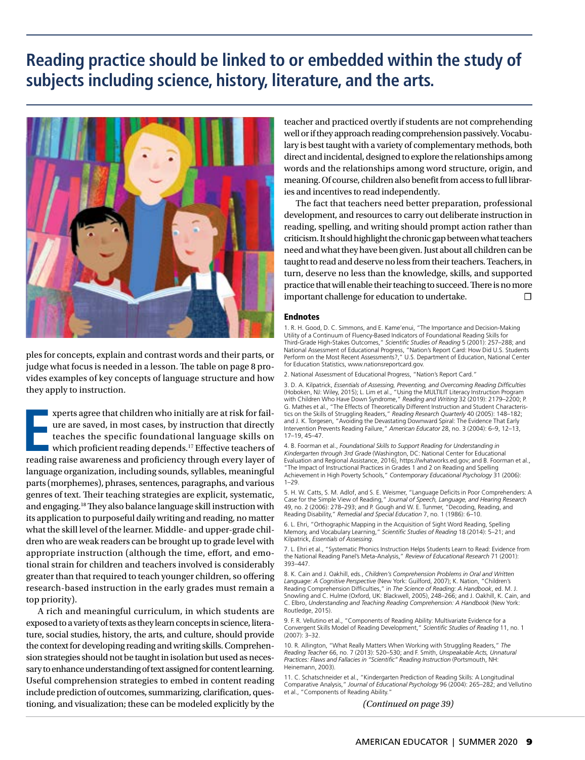# Reading practice should be linked to or embedded within the study of subjects including science, history, literature, and the arts.

ples for concepts, explain and contrast words and their parts, or judge what focus is needed in a lesson. The table on page 8 provides examples of key concepts of language structure and how they apply to instruction.

Experts agree that children who initially are at risk for failure are saved, in most cases, by instruction that directly teaches the specific foundational language skills on which proficient reading depends.[17] Effective teachers of reading raise awareness and proficiency through every layer of language organization, including sounds, syllables, meaningful parts (morphemes), phrases, sentences, paragraphs, and various genres of text. Their teaching strategies are explicit, systematic, and engaging.[18] They also balance language skill instruction with its application to purposeful daily writing and reading, no matter what the skill level of the learner. Middle- and upper-grade children who are weak readers can be brought up to grade level with appropriate instruction (although the time, effort, and emotional strain for children and teachers involved is considerably greater than that required to teach younger children, so offering research-based instruction in the early grades must remain a top priority).

A rich and meaningful curriculum, in which students are exposed to a variety of texts as they learn concepts in science, literature, social studies, history, the arts, and culture, should provide the context for developing reading and writing skills. Comprehension strategies should not be taught in isolation but used as necessary to enhance understanding of text assigned for content learning. Useful comprehension strategies to embed in content reading include prediction of outcomes, summarizing, clarification, questioning, and visualization; these can be modeled explicitly by the teacher and practiced overtly if students are not comprehending well or if they approach reading comprehension passively. Vocabulary is best taught with a variety of complementary methods, both direct and incidental, designed to explore the relationships among words and the relationships among word structure, origin, and meaning. Of course, children also benefit from access to full libraries and incentives to read independently.

The fact that teachers need better preparation, professional development, and resources to carry out deliberate instruction in reading, spelling, and writing should prompt action rather than criticism. It should highlight the chronic gap between what teachers need and what they have been given. Just about all children can be taught to read and deserve no less from their teachers. Teachers, in turn, deserve no less than the knowledge, skills, and supported practice that will enable their teaching to succeed. There is no more important challenge for education to undertake. ☐

## Endnotes

1. R. H. Good, D. C. Simmons, and E. Kame'enui, "The Importance and Decision-Making Utility of a Continuum of Fluency-Based Indicators of Foundational Reading Skills for Third-Grade High-Stakes Outcomes," *Scientific Studies of Reading* 5 (2001): 257–288; and National Assessment of Educational Progress, "Nation's Report Card: How Did U.S. Students Perform on the Most Recent Assessments?," U.S. Department of Education, National Center for Education Statistics, www.nationsreportcard.gov.

2. National Assessment of Educational Progress, "Nation's Report Card."

3. D. A. Kilpatrick, *Essentials of Assessing, Preventing, and Overcoming Reading Difficulties* (Hoboken, NJ: Wiley, 2015); L. Lim et al., "Using the MULTILIT Literacy Instruction Program with Children Who Have Down Syndrome," *Reading and Writing* 32 (2019): 2179–2200; P. G. Mathes et al., "The Effects of Theoretically Different Instruction and Student Characteristics on the Skills of Struggling Readers," *Reading Research Quarterly* 40 (2005): 148–182; and J. K. Torgesen, "Avoiding the Devastating Downward Spiral: The Evidence That Early Intervention Prevents Reading Failure," *American Educator* 28, no. 3 (2004): 6–9, 12–13, 17–19, 45–47.

4. B. Foorman et al., *Foundational Skills to Support Reading for Understanding in Kindergarten through 3rd Grade* (Washington, DC: National Center for Educational Evaluation and Regional Assistance, 2016), https://whatworks.ed.gov; and B. Foorman et al., "The Impact of Instructional Practices in Grades 1 and 2 on Reading and Spelling Achievement in High Poverty Schools," *Contemporary Educational Psychology* 31 (2006): 1–29.

5. H. W. Catts, S. M. Adlof, and S. E. Weismer, "Language Deficits in Poor Comprehenders: A Case for the Simple View of Reading," *Journal of Speech, Language, and Hearing Research* 49, no. 2 (2006): 278–293; and P. Gough and W. E. Tunmer, "Decoding, Reading, and Reading Disability," *Remedial and Special Education* 7, no. 1 (1986): 6–10.

6. L. Ehri, "Orthographic Mapping in the Acquisition of Sight Word Reading, Spelling Memory, and Vocabulary Learning," *Scientific Studies of Reading* 18 (2014): 5–21; and Kilpatrick, *Essentials of Assessing*.

7. L. Ehri et al., "Systematic Phonics Instruction Helps Students Learn to Read: Evidence from the National Reading Panel's Meta-Analysis," *Review of Educational Research* 71 (2001): 393–447.

8. K. Cain and J. Oakhill, eds., *Children's Comprehension Problems in Oral and Written Language: A Cognitive Perspective* (New York: Guilford, 2007); K. Nation, "Children's Reading Comprehension Difficulties," in *The Science of Reading: A Handbook*, ed. M. J. Snowling and C. Hulme (Oxford, UK: Blackwell, 2005), 248–266; and J. Oakhill, K. Cain, and C. Elbro, *Understanding and Teaching Reading Comprehension: A Handbook* (New York: Routledge, 2015).

9. F. R. Vellutino et al., "Components of Reading Ability: Multivariate Evidence for a Convergent Skills Model of Reading Development," *Scientific Studies of Reading* 11, no. 1 (2007): 3–32.

10. R. Allington, "What Really Matters When Working with Struggling Readers," *The Reading Teacher* 66, no. 7 (2013): 520–530; and F. Smith, *Unspeakable Acts, Unnatural Practices: Flaws and Fallacies in "Scientific" Reading Instruction* (Portsmouth, NH: Heinemann, 2003).

11. C. Schatschneider et al., "Kindergarten Prediction of Reading Skills: A Longitudinal Comparative Analysis," *Journal of Educational Psychology* 96 (2004): 265–282; and Vellutino et al., "Components of Reading Ability."

*(Continued on page 39)*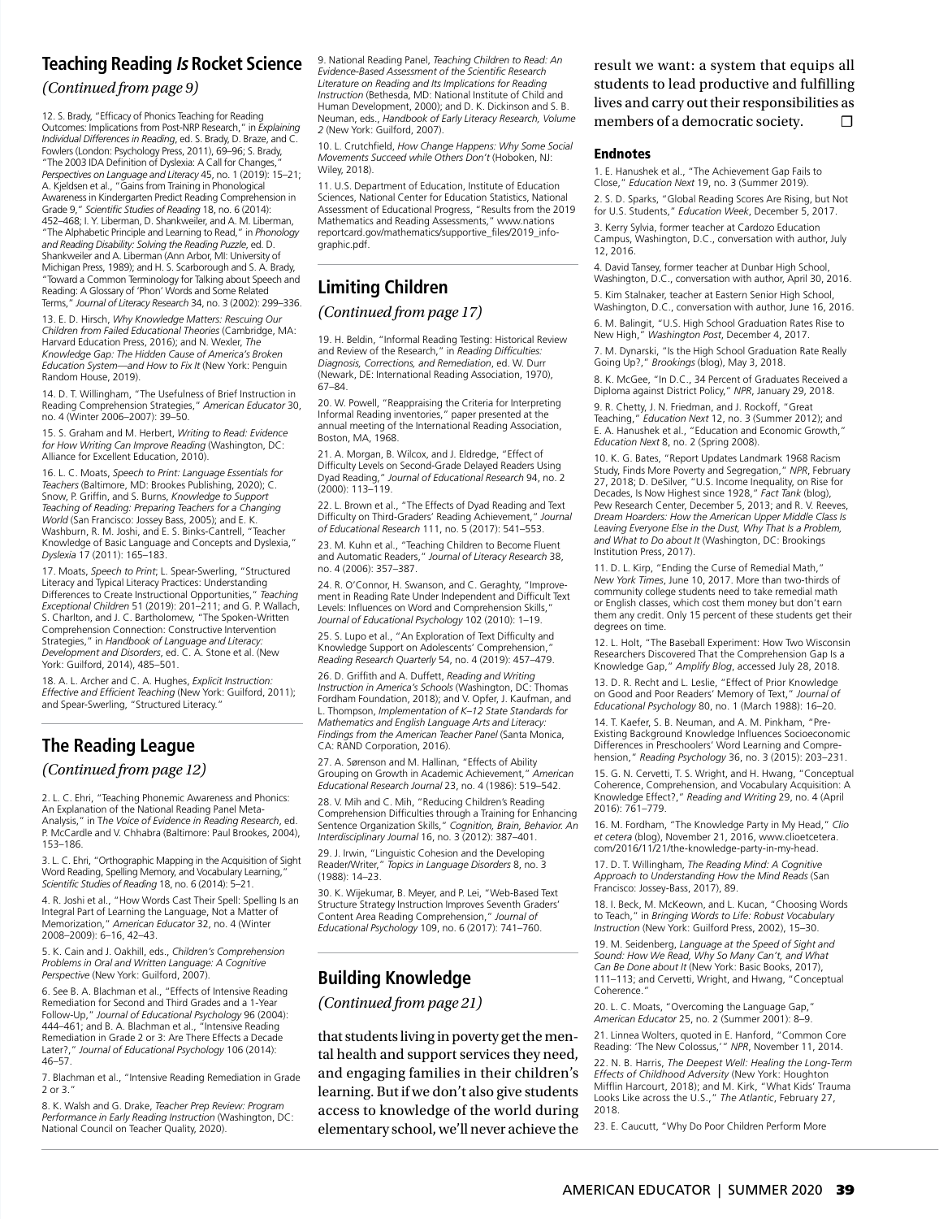## Teaching Reading *Is* Rocket Science

*(Continued from page 9)*

12. S. Brady, "Efficacy of Phonics Teaching for Reading Outcomes: Implications from Post-NRP Research," in *Explaining Individual Differences in Reading*, ed. S. Brady, D. Braze, and C. Fowlers (London: Psychology Press, 2011), 69–96; S. Brady, "The 2003 IDA Definition of Dyslexia: A Call for Changes," *Perspectives on Language and Literacy* 45, no. 1 (2019): 15–21; A. Kjeldsen et al., "Gains from Training in Phonological Awareness in Kindergarten Predict Reading Comprehension in Grade 9," *Scientific Studies of Reading* 18, no. 6 (2014): 452–468; I. Y. Liberman, D. Shankweiler, and A. M. Liberman, "The Alphabetic Principle and Learning to Read," in *Phonology and Reading Disability: Solving the Reading Puzzle*, ed. D. Shankweiler and A. Liberman (Ann Arbor, MI: University of Michigan Press, 1989); and H. S. Scarborough and S. A. Brady, "Toward a Common Terminology for Talking about Speech and Reading: A Glossary of 'Phon' Words and Some Related Terms," *Journal of Literacy Research* 34, no. 3 (2002): 299–336.

13. E. D. Hirsch, *Why Knowledge Matters: Rescuing Our Children from Failed Educational Theories* (Cambridge, MA: Harvard Education Press, 2016); and N. Wexler, *The Knowledge Gap: The Hidden Cause of America's Broken Education System—and How to Fix It* (New York: Penguin Random House, 2019).

14. D. T. Willingham, "The Usefulness of Brief Instruction in Reading Comprehension Strategies," *American Educator* 30, no. 4 (Winter 2006–2007): 39–50.

15. S. Graham and M. Herbert, *Writing to Read: Evidence for How Writing Can Improve Reading* (Washington, DC: Alliance for Excellent Education, 2010).

16. L. C. Moats, *Speech to Print: Language Essentials for Teachers* (Baltimore, MD: Brookes Publishing, 2020); C. Snow, P. Griffin, and S. Burns, *Knowledge to Support Teaching of Reading: Preparing Teachers for a Changing World* (San Francisco: Jossey Bass, 2005); and E. K. Washburn, R. M. Joshi, and E. S. Binks-Cantrell, "Teacher Knowledge of Basic Language and Concepts and Dyslexia," *Dyslexia* 17 (2011): 165–183.

17. Moats, *Speech to Print*; L. Spear-Swerling, "Structured Literacy and Typical Literacy Practices: Understanding Differences to Create Instructional Opportunities," *Teaching Exceptional Children* 51 (2019): 201–211; and G. P. Wallach, S. Charlton, and J. C. Bartholomew, "The Spoken-Written Comprehension Connection: Constructive Intervention Strategies," in *Handbook of Language and Literacy: Development and Disorders*, ed. C. A. Stone et al. (New York: Guilford, 2014), 485–501.

18. A. L. Archer and C. A. Hughes, *Explicit Instruction: Effective and Efficient Teaching* (New York: Guilford, 2011); and Spear-Swerling, "Structured Literacy."

## The Reading League

*(Continued from page 12)*

2. L. C. Ehri, "Teaching Phonemic Awareness and Phonics: An Explanation of the National Reading Panel Meta-Analysis," in *The Voice of Evidence in Reading Research*, ed. P. McCardle and V. Chhabra (Baltimore: Paul Brookes, 2004), 153–186.

3. L. C. Ehri, "Orthographic Mapping in the Acquisition of Sight Word Reading, Spelling Memory, and Vocabulary Learning," *Scientific Studies of Reading* 18, no. 6 (2014): 5–21.

4. R. Joshi et al., "How Words Cast Their Spell: Spelling Is an Integral Part of Learning the Language, Not a Matter of Memorization," *American Educator* 32, no. 4 (Winter 2008–2009): 6–16, 42–43.

5. K. Cain and J. Oakhill, eds., *Children's Comprehension Problems in Oral and Written Language: A Cognitive Perspective* (New York: Guilford, 2007).

6. See B. A. Blachman et al., "Effects of Intensive Reading Remediation for Second and Third Grades and a 1-Year Follow-Up," *Journal of Educational Psychology* 96 (2004): 444–461; and B. A. Blachman et al., "Intensive Reading Remediation in Grade 2 or 3: Are There Effects a Decade Later?," *Journal of Educational Psychology* 106 (2014): 46–57.

7. Blachman et al., "Intensive Reading Remediation in Grade 2 or 3."

8. K. Walsh and G. Drake, *Teacher Prep Review: Program Performance in Early Reading Instruction* (Washington, DC: National Council on Teacher Quality, 2020).

9. National Reading Panel, *Teaching Children to Read: An Evidence-Based Assessment of the Scientific Research Literature on Reading and Its Implications for Reading Instruction* (Bethesda, MD: National Institute of Child and Human Development, 2000); and D. K. Dickinson and S. B. Neuman, eds., *Handbook of Early Literacy Research, Volume 2* (New York: Guilford, 2007).

10. L. Crutchfield, *How Change Happens: Why Some Social Movements Succeed while Others Don't* (Hoboken, NJ: Wiley, 2018).

11. U.S. Department of Education, Institute of Education Sciences, National Center for Education Statistics, National Assessment of Educational Progress, "Results from the 2019 Mathematics and Reading Assessments," www.nationsreportcard.gov/mathematics/supportive_files/2019_infographic.pdf.

## Limiting Children

*(Continued from page 17)*

19. H. Beldin, "Informal Reading Testing: Historical Review and Review of the Research," in *Reading Difficulties: Diagnosis, Corrections, and Remediation*, ed. W. Durr (Newark, DE: International Reading Association, 1970), 67–84.

20. W. Powell, "Reappraising the Criteria for Interpreting Informal Reading inventories," paper presented at the annual meeting of the International Reading Association, Boston, MA, 1968.

21. A. Morgan, B. Wilcox, and J. Eldredge, "Effect of Difficulty Levels on Second-Grade Delayed Readers Using Dyad Reading," *Journal of Educational Research* 94, no. 2 (2000): 113–119.

22. L. Brown et al., "The Effects of Dyad Reading and Text Difficulty on Third-Graders' Reading Achievement," *Journal of Educational Research* 111, no. 5 (2017): 541–553.

23. M. Kuhn et al., "Teaching Children to Become Fluent and Automatic Readers," *Journal of Literacy Research* 38, no. 4 (2006): 357–387.

24. R. O'Connor, H. Swanson, and C. Geraghty, "Improvement in Reading Rate Under Independent and Difficult Text Levels: Influences on Word and Comprehension Skills," *Journal of Educational Psychology* 102 (2010): 1–19.

25. S. Lupo et al., "An Exploration of Text Difficulty and Knowledge Support on Adolescents' Comprehension," *Reading Research Quarterly* 54, no. 4 (2019): 457–479.

26. D. Griffith and A. Duffett, *Reading and Writing Instruction in America's Schools* (Washington, DC: Thomas Fordham Foundation, 2018); and V. Opfer, J. Kaufman, and L. Thompson, *Implementation of K–12 State Standards for Mathematics and English Language Arts and Literacy: Findings from the American Teacher Panel* (Santa Monica, CA: RAND Corporation, 2016).

27. A. Sørenson and M. Hallinan, "Effects of Ability Grouping on Growth in Academic Achievement," *American Educational Research Journal* 23, no. 4 (1986): 519–542.

28. V. Mih and C. Mih, "Reducing Children's Reading Comprehension Difficulties through a Training for Enhancing Sentence Organization Skills," *Cognition, Brain, Behavior. An Interdisciplinary Journal* 16, no. 3 (2012): 387–401.

29. J. Irwin, "Linguistic Cohesion and the Developing Reader/Writer," *Topics in Language Disorders* 8, no. 3 (1988): 14–23.

30. K. Wijekumar, B. Meyer, and P. Lei, "Web-Based Text Structure Strategy Instruction Improves Seventh Graders' Content Area Reading Comprehension," *Journal of Educational Psychology* 109, no. 6 (2017): 741–760.

## Building Knowledge

*(Continued from page 21)*

that students living in poverty get the mental health and support services they need, and engaging families in their children's learning. But if we don't also give students access to knowledge of the world during elementary school, we'll never achieve the result we want: a system that equips all students to lead productive and fulfilling lives and carry out their responsibilities as members of a democratic society. ☐

### Endnotes

1. E. Hanushek et al., "The Achievement Gap Fails to Close," *Education Next* 19, no. 3 (Summer 2019).

2. S. D. Sparks, "Global Reading Scores Are Rising, but Not for U.S. Students," *Education Week*, December 5, 2017.

3. Kerry Sylvia, former teacher at Cardozo Education Campus, Washington, D.C., conversation with author, July 12, 2016.

4. David Tansey, former teacher at Dunbar High School, Washington, D.C., conversation with author, April 30, 2016.

5. Kim Stalnaker, teacher at Eastern Senior High School, Washington, D.C., conversation with author, June 16, 2016.

6. M. Balingit, "U.S. High School Graduation Rates Rise to New High," *Washington Post*, December 4, 2017.

7. M. Dynarski, "Is the High School Graduation Rate Really Going Up?," *Brookings* (blog), May 3, 2018.

8. K. McGee, "In D.C., 34 Percent of Graduates Received a Diploma against District Policy," *NPR*, January 29, 2018.

9. R. Chetty, J. N. Friedman, and J. Rockoff, "Great Teaching," *Education Next* 12, no. 3 (Summer 2012); and E. A. Hanushek et al., "Education and Economic Growth," *Education Next* 8, no. 2 (Spring 2008).

10. K. G. Bates, "Report Updates Landmark 1968 Racism Study, Finds More Poverty and Segregation," *NPR*, February 27, 2018; D. DeSilver, "U.S. Income Inequality, on Rise for Decades, Is Now Highest since 1928," *Fact Tank* (blog), Pew Research Center, December 5, 2013; and R. V. Reeves, *Dream Hoarders: How the American Upper Middle Class Is Leaving Everyone Else in the Dust, Why That Is a Problem, and What to Do about It* (Washington, DC: Brookings Institution Press, 2017).

11. D. L. Kirp, "Ending the Curse of Remedial Math," *New York Times*, June 10, 2017. More than two-thirds of community college students need to take remedial math or English classes, which cost them money but don't earn them any credit. Only 15 percent of these students get their degrees on time.

12. L. Holt, "The Baseball Experiment: How Two Wisconsin Researchers Discovered That the Comprehension Gap Is a Knowledge Gap," *Amplify Blog*, accessed July 28, 2018.

13. D. R. Recht and L. Leslie, "Effect of Prior Knowledge on Good and Poor Readers' Memory of Text," *Journal of Educational Psychology* 80, no. 1 (March 1988): 16–20.

14. T. Kaefer, S. B. Neuman, and A. M. Pinkham, "Pre-Existing Background Knowledge Influences Socioeconomic Differences in Preschoolers' Word Learning and Comprehension," *Reading Psychology* 36, no. 3 (2015): 203–231.

15. G. N. Cervetti, T. S. Wright, and H. Hwang, "Conceptual Coherence, Comprehension, and Vocabulary Acquisition: A Knowledge Effect?," *Reading and Writing* 29, no. 4 (April 2016): 761–779.

16. M. Fordham, "The Knowledge Party in My Head," *Clio et cetera* (blog), November 21, 2016, www.clioetcetera.com/2016/11/21/the-knowledge-party-in-my-head.

17. D. T. Willingham, *The Reading Mind: A Cognitive Approach to Understanding How the Mind Reads* (San Francisco: Jossey-Bass, 2017), 89.

18. I. Beck, M. McKeown, and L. Kucan, "Choosing Words to Teach," in *Bringing Words to Life: Robust Vocabulary Instruction* (New York: Guilford Press, 2002), 15–30.

19. M. Seidenberg, *Language at the Speed of Sight and Sound: How We Read, Why So Many Can't, and What Can Be Done about It* (New York: Basic Books, 2017), 111–113; and Cervetti, Wright, and Hwang, "Conceptual Coherence."

20. L. C. Moats, "Overcoming the Language Gap," *American Educator* 25, no. 2 (Summer 2001): 8–9.

21. Linnea Wolters, quoted in E. Hanford, "Common Core Reading: 'The New Colossus,'" *NPR*, November 11, 2014.

22. N. B. Harris, *The Deepest Well: Healing the Long-Term Effects of Childhood Adversity* (New York: Houghton Mifflin Harcourt, 2018); and M. Kirk, "What Kids' Trauma Looks Like across the U.S.," *The Atlantic*, February 27, 2018.

23. E. Caucutt, "Why Do Poor Children Perform More